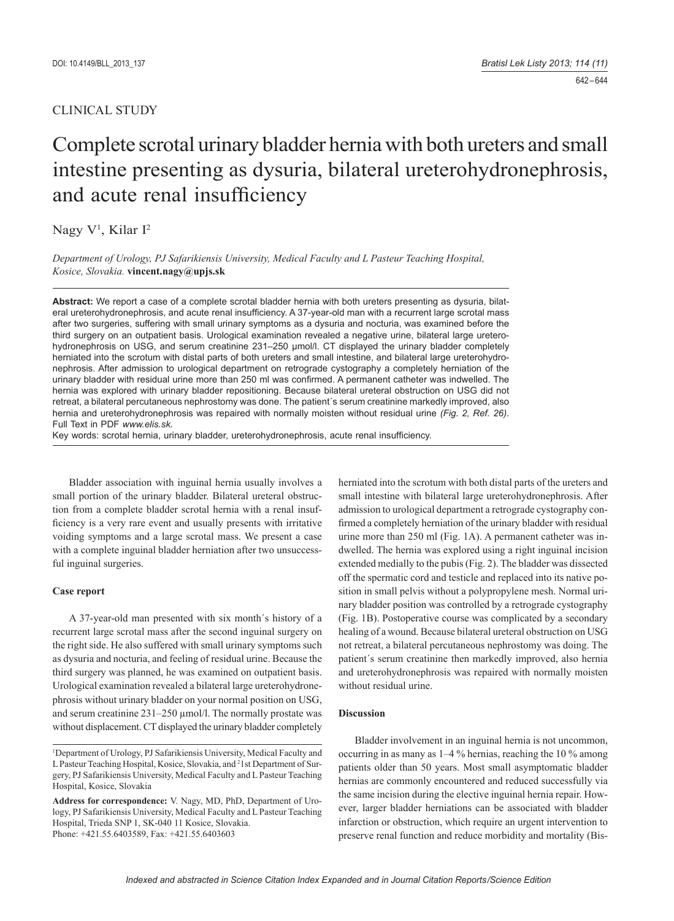CLINICAL STUDY

# Complete scrotal urinary bladder hernia with both ureters and small intestine presenting as dysuria, bilateral ureterohydronephrosis, and acute renal insufficiency

Nagy V[1], Kilar I[2]

*Department of Urology, PJ Safarikiensis University, Medical Faculty and L Pasteur Teaching Hospital, Kosice, Slovakia.* **vincent.nagy@upjs.sk**

**Abstract:** We report a case of a complete scrotal bladder hernia with both ureters presenting as dysuria, bilateral ureterohydronephrosis, and acute renal insufficiency. A 37-year-old man with a recurrent large scrotal mass after two surgeries, suffering with small urinary symptoms as a dysuria and nocturia, was examined before the third surgery on an outpatient basis. Urological examination revealed a negative urine, bilateral large ureterohydronephrosis on USG, and serum creatinine 231–250 µmol/l. CT displayed the urinary bladder completely herniated into the scrotum with distal parts of both ureters and small intestine, and bilateral large ureterohydronephrosis. After admission to urological department on retrograde cystography a completely herniation of the urinary bladder with residual urine more than 250 ml was confirmed. A permanent catheter was indwelled. The hernia was explored with urinary bladder repositioning. Because bilateral ureteral obstruction on USG did not retreat, a bilateral percutaneous nephrostomy was done. The patient´s serum creatinine markedly improved, also hernia and ureterohydronephrosis was repaired with normally moisten without residual urine *(Fig. 2, Ref. 26)*. Full Text in PDF *www.elis.sk.*

Key words: scrotal hernia, urinary bladder, ureterohydronephrosis, acute renal insufficiency.

Bladder association with inguinal hernia usually involves a small portion of the urinary bladder. Bilateral ureteral obstruction from a complete bladder scrotal hernia with a renal insufficiency is a very rare event and usually presents with irritative voiding symptoms and a large scrotal mass. We present a case with a complete inguinal bladder herniation after two unsuccessful inguinal surgeries.

## Case report

A 37-year-old man presented with six month´s history of a recurrent large scrotal mass after the second inguinal surgery on the right side. He also suffered with small urinary symptoms such as dysuria and nocturia, and feeling of residual urine. Because the third surgery was planned, he was examined on outpatient basis. Urological examination revealed a bilateral large ureterohydronephrosis without urinary bladder on your normal position on USG, and serum creatinine 231–250 µmol/l. The normally prostate was without displacement. CT displayed the urinary bladder completely herniated into the scrotum with both distal parts of the ureters and small intestine with bilateral large ureterohydronephrosis. After admission to urological department a retrograde cystography confirmed a completely herniation of the urinary bladder with residual urine more than 250 ml (Fig. 1A). A permanent catheter was indwelled. The hernia was explored using a right inguinal incision extended medially to the pubis (Fig. 2). The bladder was dissected off the spermatic cord and testicle and replaced into its native position in small pelvis without a polypropylene mesh. Normal urinary bladder position was controlled by a retrograde cystography (Fig. 1B). Postoperative course was complicated by a secondary healing of a wound. Because bilateral ureteral obstruction on USG not retreat, a bilateral percutaneous nephrostomy was doing. The patient´s serum creatinine then markedly improved, also hernia and ureterohydronephrosis was repaired with normally moisten without residual urine.

## Discussion

Bladder involvement in an inguinal hernia is not uncommon, occurring in as many as 1–4 % hernias, reaching the 10 % among patients older than 50 years. Most small asymptomatic bladder hernias are commonly encountered and reduced successfully via the same incision during the elective inguinal hernia repair. However, larger bladder herniations can be associated with bladder infarction or obstruction, which require an urgent intervention to preserve renal function and reduce morbidity and mortality (Bis-

[1]Department of Urology, PJ Safarikiensis University, Medical Faculty and L Pasteur Teaching Hospital, Kosice, Slovakia, and [2]1st Department of Surgery, PJ Safarikiensis University, Medical Faculty and L Pasteur Teaching Hospital, Kosice, Slovakia

**Address for correspondence:** V. Nagy, MD, PhD, Department of Urology, PJ Safarikiensis University, Medical Faculty and L Pasteur Teaching Hospital, Trieda SNP 1, SK-040 11 Kosice, Slovakia.
Phone: +421.55.6403589, Fax: +421.55.6403603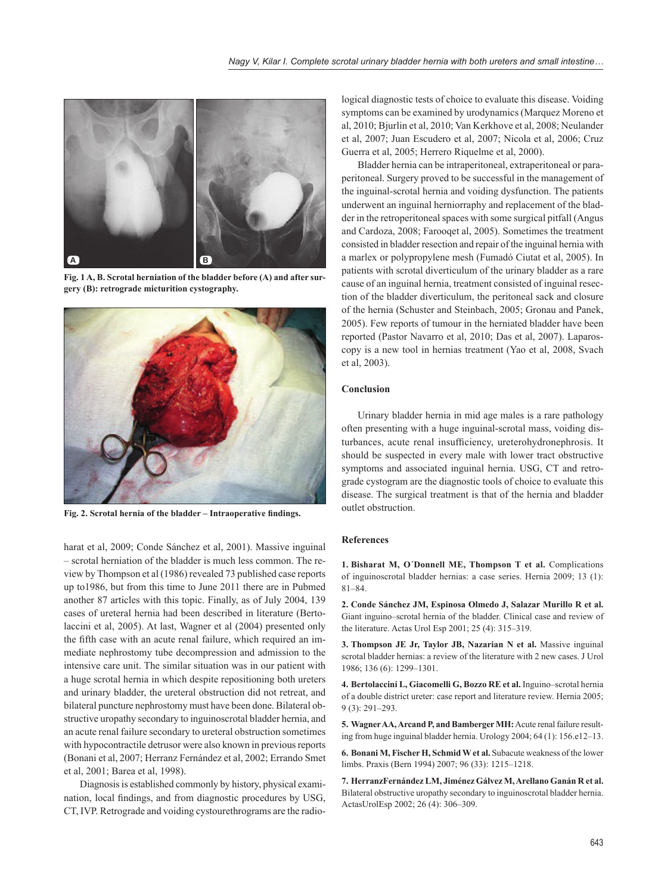Fig. 1 A, B. Scrotal herniation of the bladder before (A) and after surgery (B): retrograde micturition cystography.

Fig. 2. Scrotal hernia of the bladder – Intraoperative findings.

harat et al, 2009; Conde Sánchez et al, 2001). Massive inguinal – scrotal herniation of the bladder is much less common. The review by Thompson et al (1986) revealed 73 published case reports up to1986, but from this time to June 2011 there are in Pubmed another 87 articles with this topic. Finally, as of July 2004, 139 cases of ureteral hernia had been described in literature (Bertolaccini et al, 2005). At last, Wagner et al (2004) presented only the fifth case with an acute renal failure, which required an immediate nephrostomy tube decompression and admission to the intensive care unit. The similar situation was in our patient with a huge scrotal hernia in which despite repositioning both ureters and urinary bladder, the ureteral obstruction did not retreat, and bilateral puncture nephrostomy must have been done. Bilateral obstructive uropathy secondary to inguinoscrotal bladder hernia, and an acute renal failure secondary to ureteral obstruction sometimes with hypocontractile detrusor were also known in previous reports (Bonani et al, 2007; Herranz Fernández et al, 2002; Errando Smet et al, 2001; Barea et al, 1998).

Diagnosis is established commonly by history, physical examination, local findings, and from diagnostic procedures by USG, CT, IVP. Retrograde and voiding cystourethrograms are the radiological diagnostic tests of choice to evaluate this disease. Voiding symptoms can be examined by urodynamics (Marquez Moreno et al, 2010; Bjurlin et al, 2010; Van Kerkhove et al, 2008; Neulander et al, 2007; Juan Escudero et al, 2007; Nicola et al, 2006; Cruz Guerra et al, 2005; Herrero Riquelme et al, 2000).

Bladder hernia can be intraperitoneal, extraperitoneal or paraperitoneal. Surgery proved to be successful in the management of the inguinal-scrotal hernia and voiding dysfunction. The patients underwent an inguinal herniorraphy and replacement of the bladder in the retroperitoneal spaces with some surgical pitfall (Angus and Cardoza, 2008; Farooqet al, 2005). Sometimes the treatment consisted in bladder resection and repair of the inguinal hernia with a marlex or polypropylene mesh (Fumadó Ciutat et al, 2005). In patients with scrotal diverticulum of the urinary bladder as a rare cause of an inguinal hernia, treatment consisted of inguinal resection of the bladder diverticulum, the peritoneal sack and closure of the hernia (Schuster and Steinbach, 2005; Gronau and Panek, 2005). Few reports of tumour in the herniated bladder have been reported (Pastor Navarro et al, 2010; Das et al, 2007). Laparoscopy is a new tool in hernias treatment (Yao et al, 2008, Svach et al, 2003).

## Conclusion

Urinary bladder hernia in mid age males is a rare pathology often presenting with a huge inguinal-scrotal mass, voiding disturbances, acute renal insufficiency, ureterohydronephrosis. It should be suspected in every male with lower tract obstructive symptoms and associated inguinal hernia. USG, CT and retrograde cystogram are the diagnostic tools of choice to evaluate this disease. The surgical treatment is that of the hernia and bladder outlet obstruction.

## References

**1. Bisharat M, O´Donnell ME, Thompson T et al.** Complications of inguinoscrotal bladder hernias: a case series. Hernia 2009; 13 (1): 81–84.

**2. Conde Sánchez JM, Espinosa Olmedo J, Salazar Murillo R et al.** Giant inguino–scrotal hernia of the bladder. Clinical case and review of the literature. Actas Urol Esp 2001; 25 (4): 315–319.

**3. Thompson JE Jr, Taylor JB, Nazarian N et al.** Massive inguinal scrotal bladder hernias: a review of the literature with 2 new cases. J Urol 1986; 136 (6): 1299–1301.

**4. Bertolaccini L, Giacomelli G, Bozzo RE et al.** Inguino–scrotal hernia of a double district ureter: case report and literature review. Hernia 2005; 9 (3): 291–293.

**5. Wagner AA, Arcand P, and Bamberger MH:** Acute renal failure resulting from huge inguinal bladder hernia. Urology 2004; 64 (1): 156.e12–13.

**6. Bonani M, Fischer H, Schmid W et al.** Subacute weakness of the lower limbs. Praxis (Bern 1994) 2007; 96 (33): 1215–1218.

**7. HerranzFernández LM, Jiménez Gálvez M, Arellano Ganán R et al.** Bilateral obstructive uropathy secondary to inguinoscrotal bladder hernia. ActasUrolEsp 2002; 26 (4): 306–309.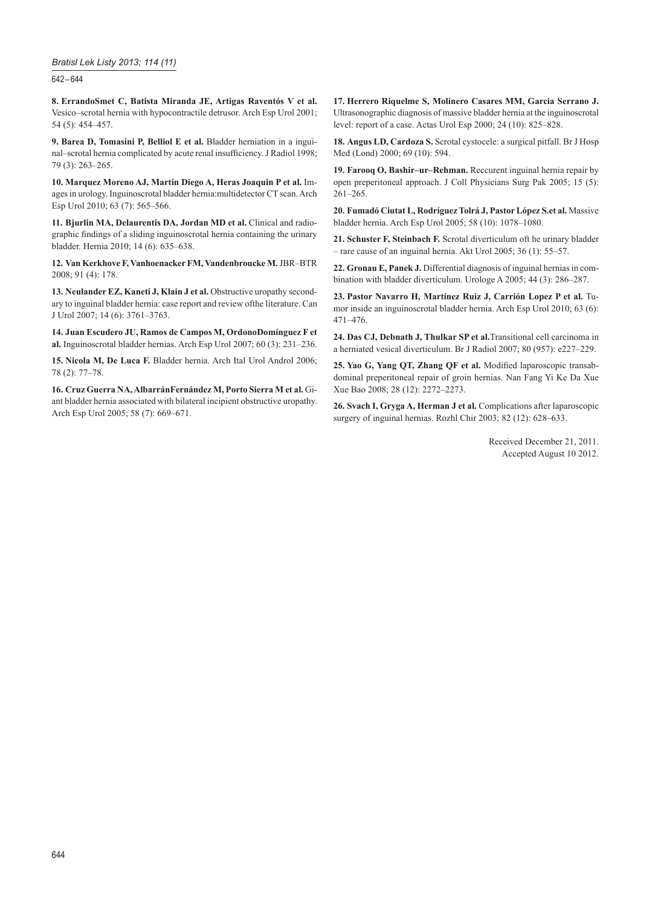**8. ErrandoSmet C, Batista Miranda JE, Artigas Raventós V et al.** Vesico–scrotal hernia with hypocontractile detrusor. Arch Esp Urol 2001; 54 (5): 454–457.

**9. Barea D, Tomasini P, Belliol E et al.** Bladder herniation in a inguinal–scrotal hernia complicated by acute renal insufficiency. J Radiol 1998; 79 (3): 263–265.

**10. Marquez Moreno AJ, Martin Diego A, Heras Joaquin P et al.** Images in urology. Inguinoscrotal bladder hernia:multidetector CT scan. Arch Esp Urol 2010; 63 (7): 565–566.

**11. Bjurlin MA, Delaurentis DA, Jordan MD et al.** Clinical and radiographic findings of a sliding inguinoscrotal hernia containing the urinary bladder. Hernia 2010; 14 (6): 635–638.

**12. Van Kerkhove F, Vanhoenacker FM, Vandenbroucke M.** JBR–BTR 2008; 91 (4): 178.

**13. Neulander EZ, Kaneti J, Klain J et al.** Obstructive uropathy secondary to inguinal bladder hernia: case report and review ofthe literature. Can J Urol 2007; 14 (6): 3761–3763.

**14. Juan Escudero JU, Ramos de Campos M, OrdonoDomínguez F et al.** Inguinoscrotal bladder hernias. Arch Esp Urol 2007; 60 (3): 231–236.

**15. Nicola M, De Luca F.** Bladder hernia. Arch Ital Urol Androl 2006; 78 (2): 77–78.

**16. Cruz Guerra NA, AlbarránFernández M, Porto Sierra M et al.** Giant bladder hernia associated with bilateral incipient obstructive uropathy. Arch Esp Urol 2005; 58 (7): 669–671.

**17. Herrero Riquelme S, Molinero Casares MM, Garcia Serrano J.** Ultrasonographic diagnosis of massive bladder hernia at the inguinoscrotal level: report of a case. Actas Urol Esp 2000; 24 (10): 825–828.

**18. Angus LD, Cardoza S.** Scrotal cystocele: a surgical pitfall. Br J Hosp Med (Lond) 2000; 69 (10): 594.

**19. Farooq O, Bashir–ur–Rehman.** Reccurent inguinal hernia repair by open preperitoneal approach. J Coll Physicians Surg Pak 2005; 15 (5): 261–265.

**20. Fumadó Ciutat L, Rodríguez Tolrá J, Pastor López S.et al.** Massive bladder hernia. Arch Esp Urol 2005; 58 (10): 1078–1080.

**21. Schuster F, Steinbach F.** Scrotal diverticulum oft he urinary bladder – rare cause of an inguinal hernia. Akt Urol 2005; 36 (1): 55–57.

**22. Gronau E, Panek J.** Differential diagnosis of inguinal hernias in combination with bladder diverticulum. Urologe A 2005; 44 (3): 286–287.

**23. Pastor Navarro H, Martínez Ruiz J, Carrión Lopez P et al.** Tumor inside an inguinoscrotal bladder hernia. Arch Esp Urol 2010; 63 (6): 471–476.

**24. Das CJ, Debnath J, Thulkar SP et al.**Transitional cell carcinoma in a herniated vesical diverticulum. Br J Radiol 2007; 80 (957): e227–229.

**25. Yao G, Yang QT, Zhang QF et al.** Modified laparoscopic transabdominal preperitoneal repair of groin hernias. Nan Fang Yi Ke Da Xue Xue Bao 2008; 28 (12): 2272–2273.

**26. Svach I, Gryga A, Herman J et al.** Complications after laparoscopic surgery of inguinal hernias. Rozhl Chir 2003; 82 (12): 628–633.

Received December 21, 2011.
Accepted August 10 2012.